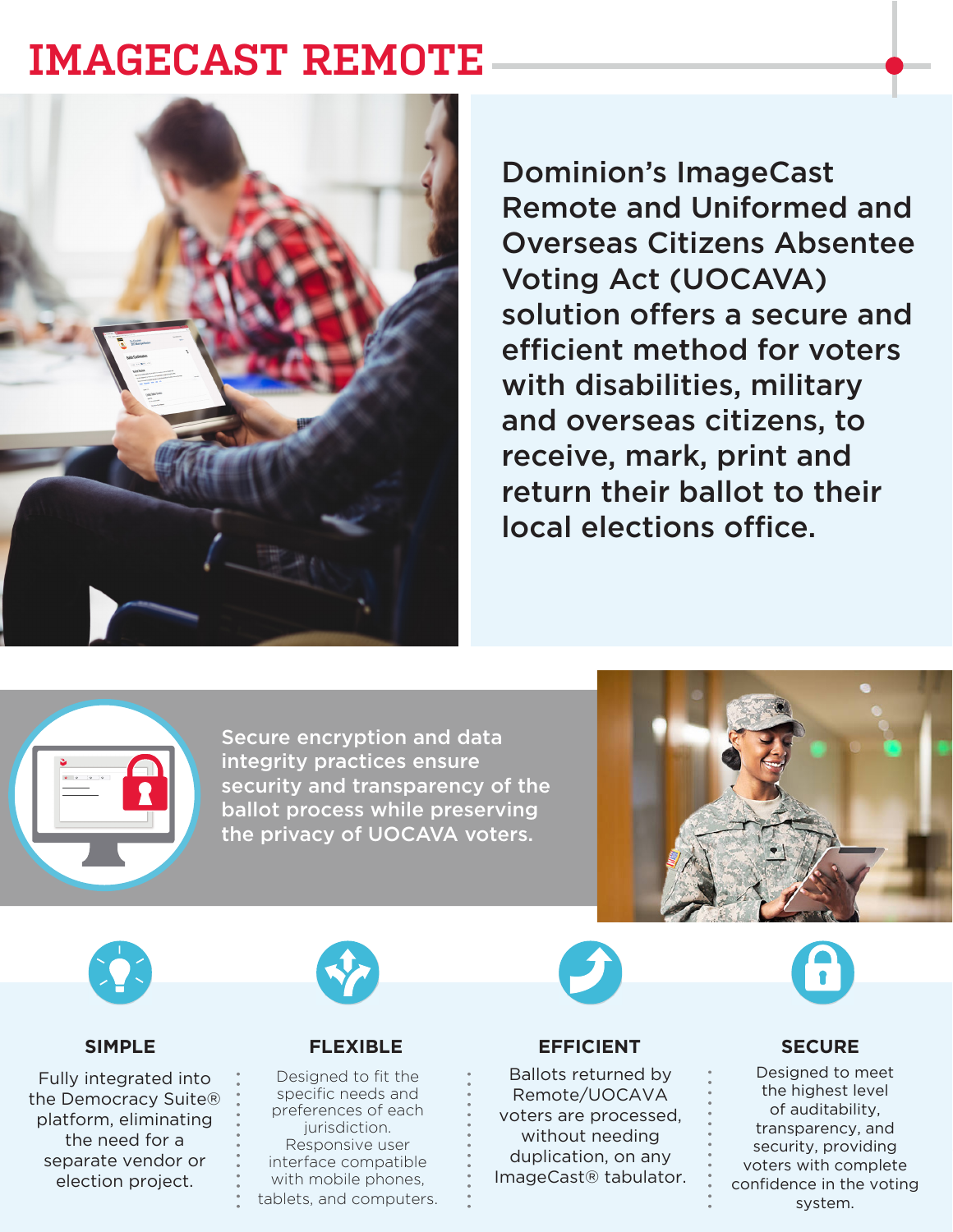# IMAGECAST REMOTE

Dominion's ImageCast Remote and Uniformed and Overseas Citizens Absentee Voting Act (UOCAVA) solution offers a secure and efficient method for voters with disabilities, military and overseas citizens, to receive, mark, print and return their ballot to their local elections office.

Secure encryption and data integrity practices ensure security and transparency of the ballot process while preserving the privacy of UOCAVA voters.

### SIMPLE

Fully integrated into the Democracy Suite® platform, eliminating the need for a separate vendor or election project.

### FLEXIBLE

Designed to fit the specific needs and preferences of each jurisdiction. Responsive user interface compatible with mobile phones, tablets, and computers.

### EFFICIENT

Ballots returned by Remote/UOCAVA voters are processed, without needing duplication, on any ImageCast® tabulator.

### SECURE

Designed to meet the highest level of auditability, transparency, and security, providing voters with complete confidence in the voting system.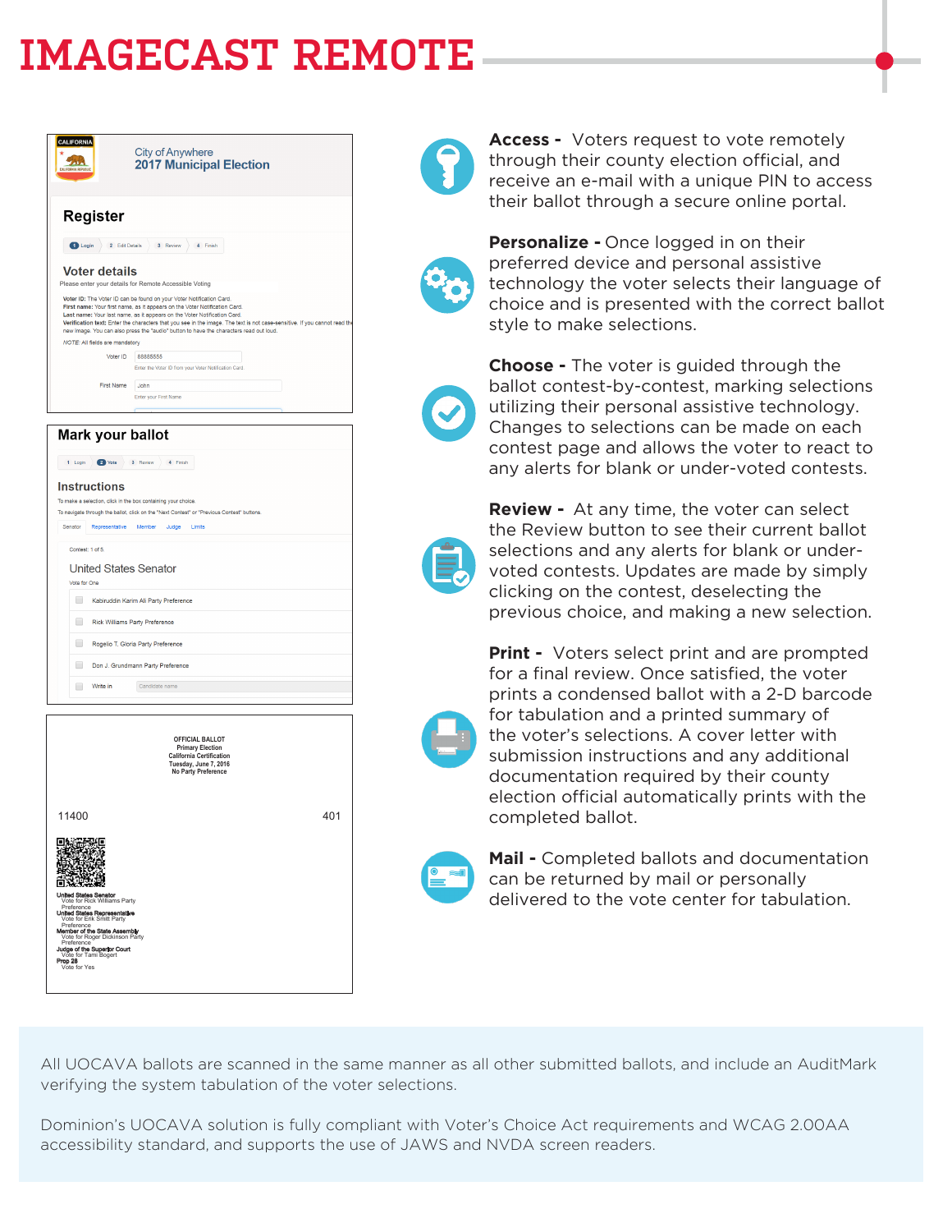# IMAGECAST REMOTE

**Access -** Voters request to vote remotely through their county election official, and receive an e-mail with a unique PIN to access their ballot through a secure online portal.

**Personalize -** Once logged in on their preferred device and personal assistive technology the voter selects their language of choice and is presented with the correct ballot style to make selections.

**Choose -** The voter is guided through the ballot contest-by-contest, marking selections utilizing their personal assistive technology. Changes to selections can be made on each contest page and allows the voter to react to any alerts for blank or under-voted contests.

**Review -** At any time, the voter can select the Review button to see their current ballot selections and any alerts for blank or under-voted contests. Updates are made by simply clicking on the contest, deselecting the previous choice, and making a new selection.

**Print -** Voters select print and are prompted for a final review. Once satisfied, the voter prints a condensed ballot with a 2-D barcode for tabulation and a printed summary of the voter's selections. A cover letter with submission instructions and any additional documentation required by their county election official automatically prints with the completed ballot.

**Mail -** Completed ballots and documentation can be returned by mail or personally delivered to the vote center for tabulation.

All UOCAVA ballots are scanned in the same manner as all other submitted ballots, and include an AuditMark verifying the system tabulation of the voter selections.

Dominion's UOCAVA solution is fully compliant with Voter's Choice Act requirements and WCAG 2.00AA accessibility standard, and supports the use of JAWS and NVDA screen readers.